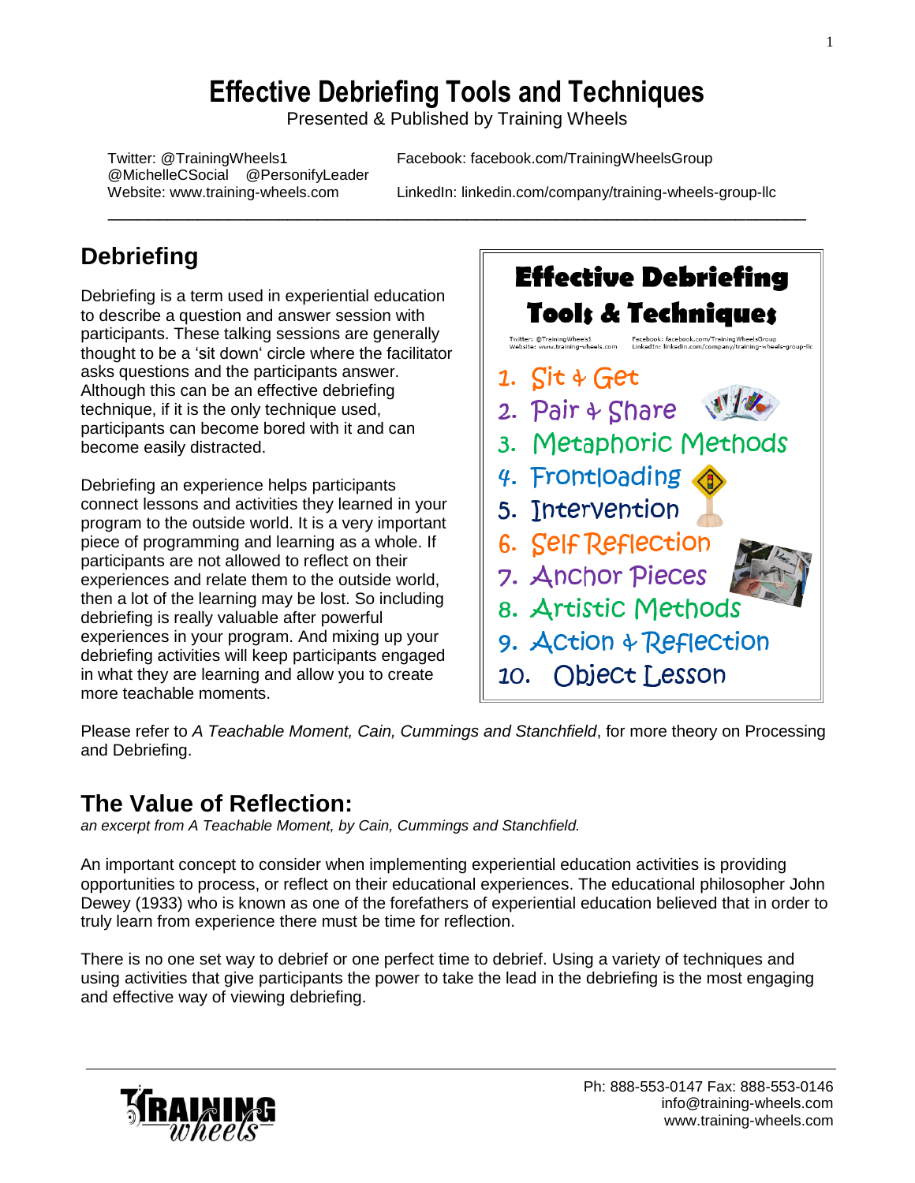# Effective Debriefing Tools and Techniques

Presented & Published by Training Wheels

Twitter: @TrainingWheels1
@MichelleCSocial @PersonifyLeader
Website: www.training-wheels.com

Facebook: facebook.com/TrainingWheelsGroup

LinkedIn: linkedin.com/company/training-wheels-group-llc

---

## Debriefing

Debriefing is a term used in experiential education to describe a question and answer session with participants. These talking sessions are generally thought to be a 'sit down' circle where the facilitator asks questions and the participants answer. Although this can be an effective debriefing technique, if it is the only technique used, participants can become bored with it and can become easily distracted.

Debriefing an experience helps participants connect lessons and activities they learned in your program to the outside world. It is a very important piece of programming and learning as a whole. If participants are not allowed to reflect on their experiences and relate them to the outside world, then a lot of the learning may be lost. So including debriefing is really valuable after powerful experiences in your program. And mixing up your debriefing activities will keep participants engaged in what they are learning and allow you to create more teachable moments.

**Effective Debriefing Tools & Techniques**

Twitter: @TrainingWheels1
Website: www.training-wheels.com
Facebook: facebook.com/TrainingWheelsGroup
LinkedIn: linkedin.com/company/training-wheels-group-llc

1. Sit & Get
2. Pair & Share
3. Metaphoric Methods
4. Frontloading
5. Intervention
6. Self Reflection
7. Anchor Pieces
8. Artistic Methods
9. Action & Reflection
10. Object Lesson

Please refer to *A Teachable Moment, Cain, Cummings and Stanchfield*, for more theory on Processing and Debriefing.

## The Value of Reflection:

*an excerpt from A Teachable Moment, by Cain, Cummings and Stanchfield.*

An important concept to consider when implementing experiential education activities is providing opportunities to process, or reflect on their educational experiences. The educational philosopher John Dewey (1933) who is known as one of the forefathers of experiential education believed that in order to truly learn from experience there must be time for reflection.

There is no one set way to debrief or one perfect time to debrief. Using a variety of techniques and using activities that give participants the power to take the lead in the debriefing is the most engaging and effective way of viewing debriefing.

Ph: 888-553-0147 Fax: 888-553-0146
info@training-wheels.com
www.training-wheels.com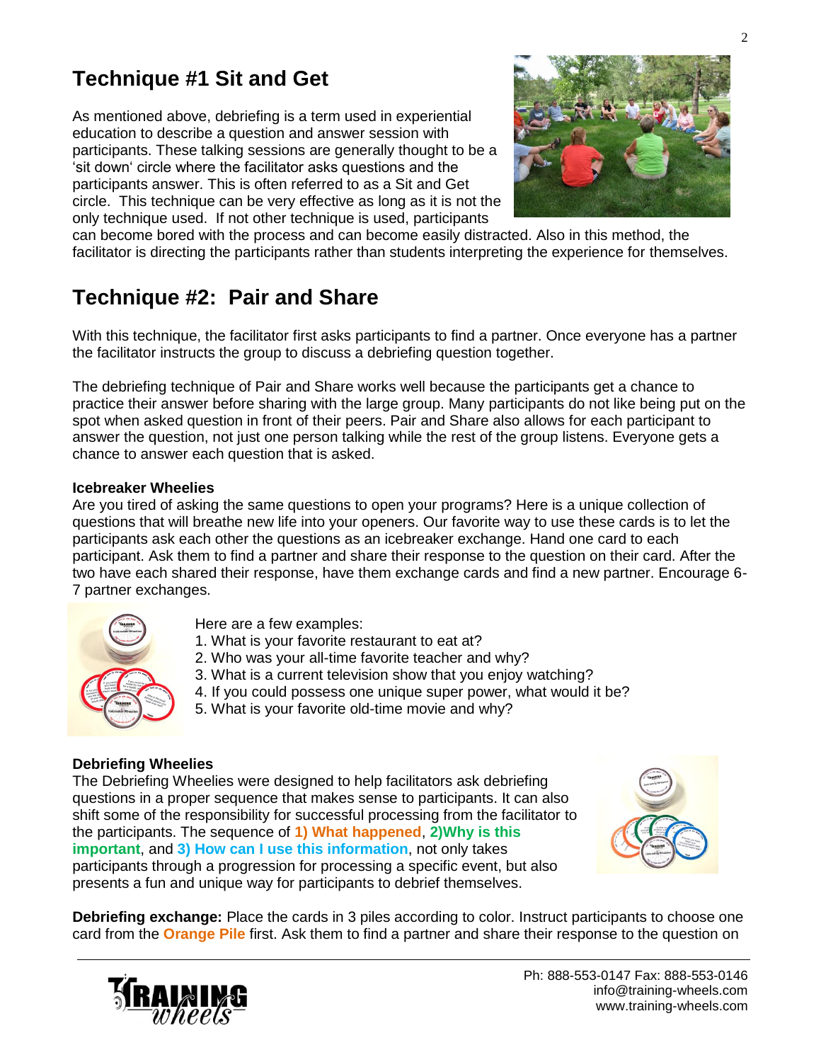# Technique #1 Sit and Get

As mentioned above, debriefing is a term used in experiential education to describe a question and answer session with participants. These talking sessions are generally thought to be a 'sit down' circle where the facilitator asks questions and the participants answer. This is often referred to as a Sit and Get circle. This technique can be very effective as long as it is not the only technique used. If not other technique is used, participants can become bored with the process and can become easily distracted. Also in this method, the facilitator is directing the participants rather than students interpreting the experience for themselves.

# Technique #2: Pair and Share

With this technique, the facilitator first asks participants to find a partner. Once everyone has a partner the facilitator instructs the group to discuss a debriefing question together.

The debriefing technique of Pair and Share works well because the participants get a chance to practice their answer before sharing with the large group. Many participants do not like being put on the spot when asked question in front of their peers. Pair and Share also allows for each participant to answer the question, not just one person talking while the rest of the group listens. Everyone gets a chance to answer each question that is asked.

**Icebreaker Wheelies**

Are you tired of asking the same questions to open your programs? Here is a unique collection of questions that will breathe new life into your openers. Our favorite way to use these cards is to let the participants ask each other the questions as an icebreaker exchange. Hand one card to each participant. Ask them to find a partner and share their response to the question on their card. After the two have each shared their response, have them exchange cards and find a new partner. Encourage 6-7 partner exchanges.

Here are a few examples:

1. What is your favorite restaurant to eat at?
2. Who was your all-time favorite teacher and why?
3. What is a current television show that you enjoy watching?
4. If you could possess one unique super power, what would it be?
5. What is your favorite old-time movie and why?

**Debriefing Wheelies**

The Debriefing Wheelies were designed to help facilitators ask debriefing questions in a proper sequence that makes sense to participants. It can also shift some of the responsibility for successful processing from the facilitator to the participants. The sequence of **1) What happened**, **2)Why is this important**, and **3) How can I use this information**, not only takes participants through a progression for processing a specific event, but also presents a fun and unique way for participants to debrief themselves.

**Debriefing exchange:** Place the cards in 3 piles according to color. Instruct participants to choose one card from the **Orange Pile** first. Ask them to find a partner and share their response to the question on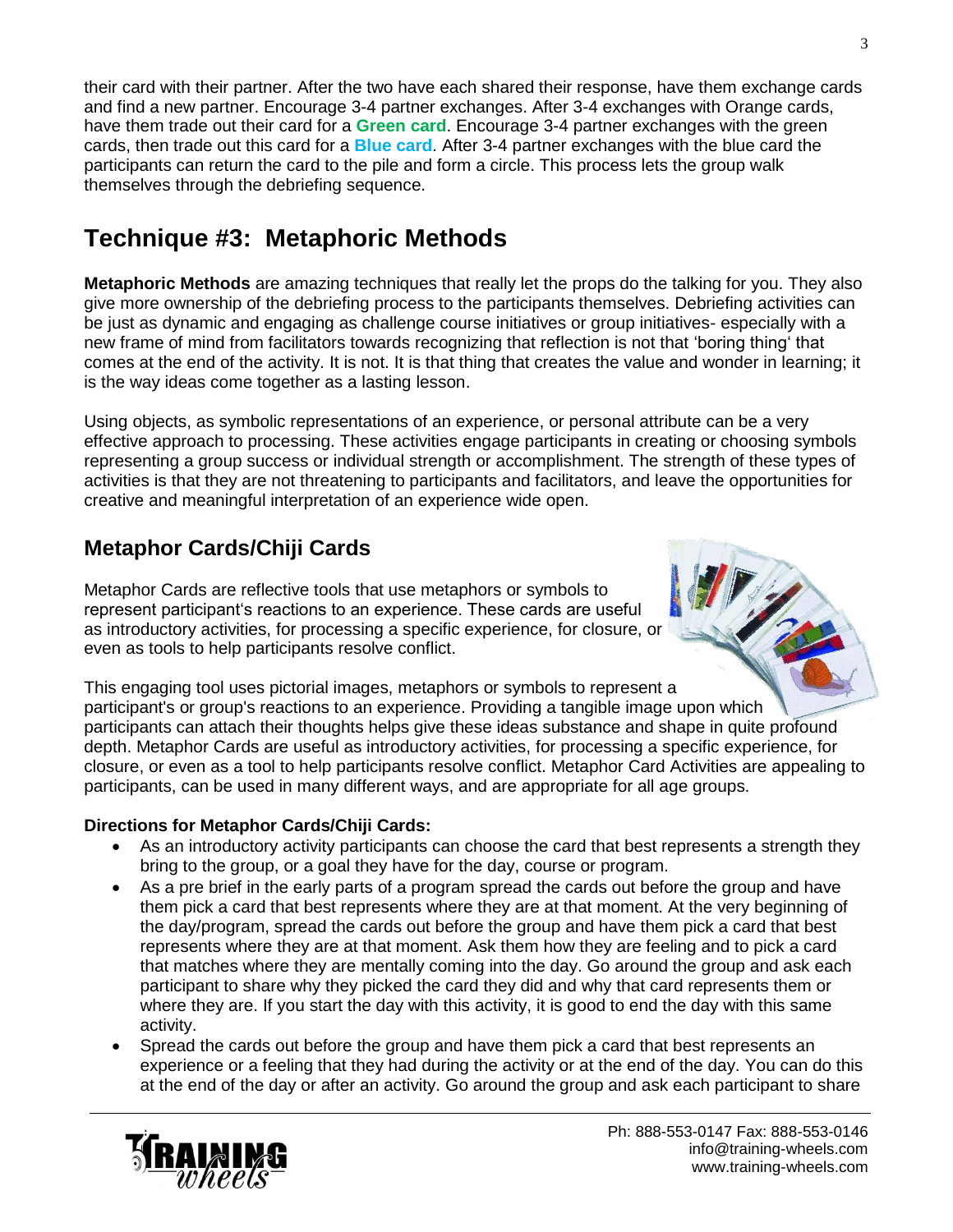their card with their partner. After the two have each shared their response, have them exchange cards and find a new partner. Encourage 3-4 partner exchanges. After 3-4 exchanges with Orange cards, have them trade out their card for a **Green card**. Encourage 3-4 partner exchanges with the green cards, then trade out this card for a **Blue card**. After 3-4 partner exchanges with the blue card the participants can return the card to the pile and form a circle. This process lets the group walk themselves through the debriefing sequence.

# Technique #3: Metaphoric Methods

**Metaphoric Methods** are amazing techniques that really let the props do the talking for you. They also give more ownership of the debriefing process to the participants themselves. Debriefing activities can be just as dynamic and engaging as challenge course initiatives or group initiatives- especially with a new frame of mind from facilitators towards recognizing that reflection is not that 'boring thing' that comes at the end of the activity. It is not. It is that thing that creates the value and wonder in learning; it is the way ideas come together as a lasting lesson.

Using objects, as symbolic representations of an experience, or personal attribute can be a very effective approach to processing. These activities engage participants in creating or choosing symbols representing a group success or individual strength or accomplishment. The strength of these types of activities is that they are not threatening to participants and facilitators, and leave the opportunities for creative and meaningful interpretation of an experience wide open.

## Metaphor Cards/Chiji Cards

Metaphor Cards are reflective tools that use metaphors or symbols to represent participant's reactions to an experience. These cards are useful as introductory activities, for processing a specific experience, for closure, or even as tools to help participants resolve conflict.

This engaging tool uses pictorial images, metaphors or symbols to represent a participant's or group's reactions to an experience. Providing a tangible image upon which participants can attach their thoughts helps give these ideas substance and shape in quite profound depth. Metaphor Cards are useful as introductory activities, for processing a specific experience, for closure, or even as a tool to help participants resolve conflict. Metaphor Card Activities are appealing to participants, can be used in many different ways, and are appropriate for all age groups.

**Directions for Metaphor Cards/Chiji Cards:**

- As an introductory activity participants can choose the card that best represents a strength they bring to the group, or a goal they have for the day, course or program.
- As a pre brief in the early parts of a program spread the cards out before the group and have them pick a card that best represents where they are at that moment. At the very beginning of the day/program, spread the cards out before the group and have them pick a card that best represents where they are at that moment. Ask them how they are feeling and to pick a card that matches where they are mentally coming into the day. Go around the group and ask each participant to share why they picked the card they did and why that card represents them or where they are. If you start the day with this activity, it is good to end the day with this same activity.
- Spread the cards out before the group and have them pick a card that best represents an experience or a feeling that they had during the activity or at the end of the day. You can do this at the end of the day or after an activity. Go around the group and ask each participant to share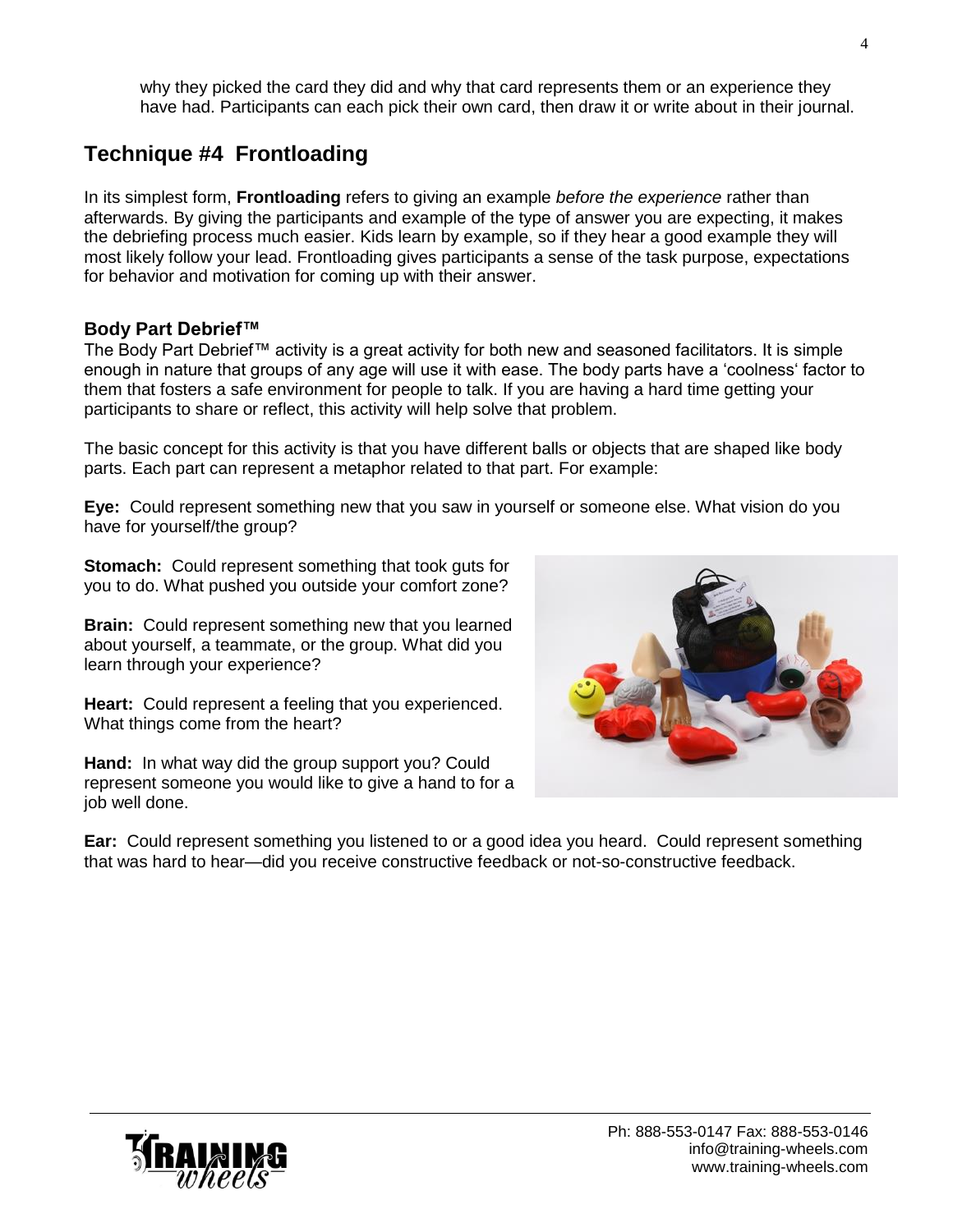why they picked the card they did and why that card represents them or an experience they have had. Participants can each pick their own card, then draw it or write about in their journal.

## Technique #4 Frontloading

In its simplest form, **Frontloading** refers to giving an example *before the experience* rather than afterwards. By giving the participants and example of the type of answer you are expecting, it makes the debriefing process much easier. Kids learn by example, so if they hear a good example they will most likely follow your lead. Frontloading gives participants a sense of the task purpose, expectations for behavior and motivation for coming up with their answer.

### Body Part Debrief™

The Body Part Debrief™ activity is a great activity for both new and seasoned facilitators. It is simple enough in nature that groups of any age will use it with ease. The body parts have a 'coolness' factor to them that fosters a safe environment for people to talk. If you are having a hard time getting your participants to share or reflect, this activity will help solve that problem.

The basic concept for this activity is that you have different balls or objects that are shaped like body parts. Each part can represent a metaphor related to that part. For example:

**Eye:** Could represent something new that you saw in yourself or someone else. What vision do you have for yourself/the group?

**Stomach:** Could represent something that took guts for you to do. What pushed you outside your comfort zone?

**Brain:** Could represent something new that you learned about yourself, a teammate, or the group. What did you learn through your experience?

**Heart:** Could represent a feeling that you experienced. What things come from the heart?

**Hand:** In what way did the group support you? Could represent someone you would like to give a hand to for a job well done.

**Ear:** Could represent something you listened to or a good idea you heard. Could represent something that was hard to hear—did you receive constructive feedback or not-so-constructive feedback.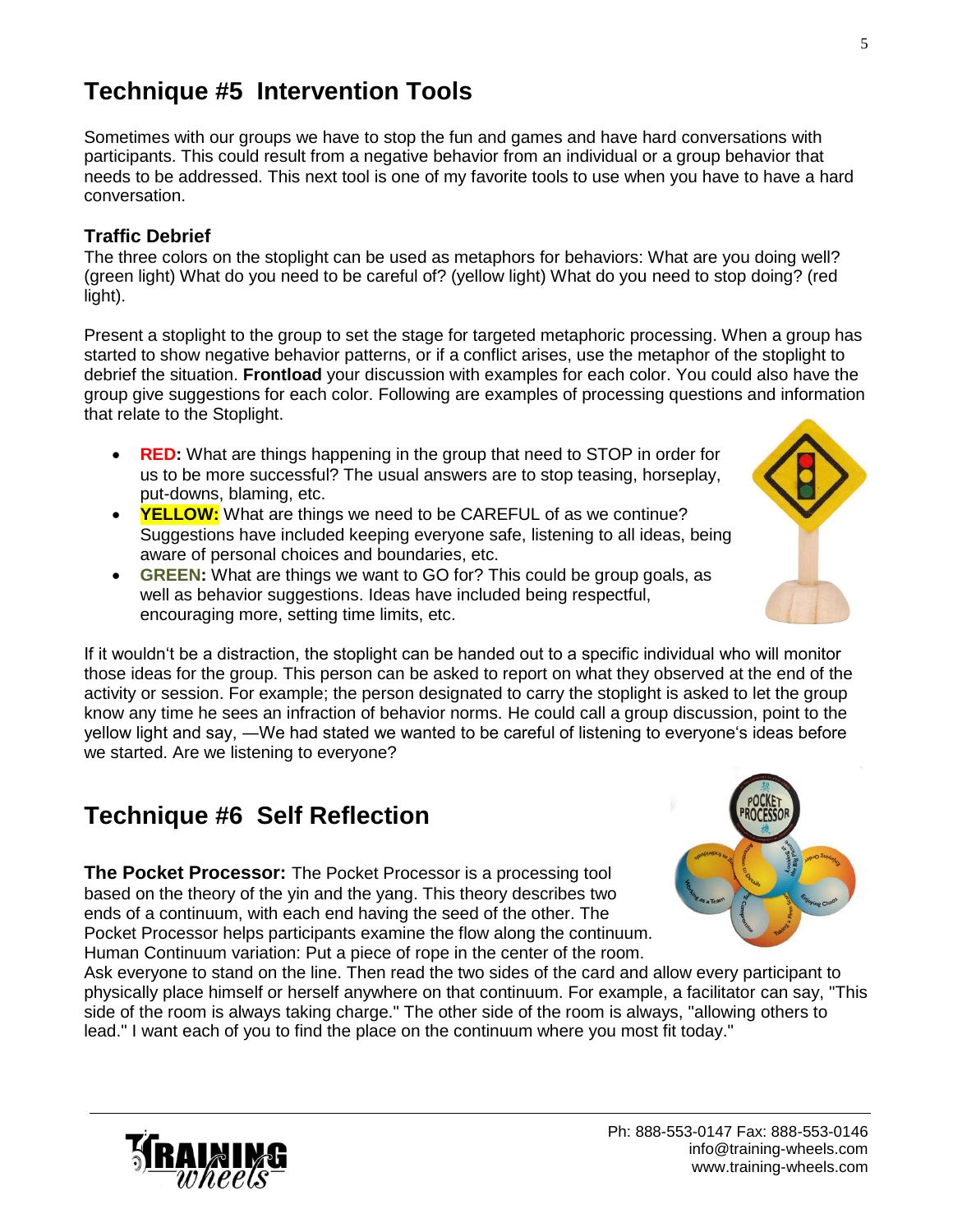## Technique #5 Intervention Tools

Sometimes with our groups we have to stop the fun and games and have hard conversations with participants. This could result from a negative behavior from an individual or a group behavior that needs to be addressed. This next tool is one of my favorite tools to use when you have to have a hard conversation.

### Traffic Debrief

The three colors on the stoplight can be used as metaphors for behaviors: What are you doing well? (green light) What do you need to be careful of? (yellow light) What do you need to stop doing? (red light).

Present a stoplight to the group to set the stage for targeted metaphoric processing. When a group has started to show negative behavior patterns, or if a conflict arises, use the metaphor of the stoplight to debrief the situation. **Frontload** your discussion with examples for each color. You could also have the group give suggestions for each color. Following are examples of processing questions and information that relate to the Stoplight.

- **RED:** What are things happening in the group that need to STOP in order for us to be more successful? The usual answers are to stop teasing, horseplay, put-downs, blaming, etc.
- **YELLOW:** What are things we need to be CAREFUL of as we continue? Suggestions have included keeping everyone safe, listening to all ideas, being aware of personal choices and boundaries, etc.
- **GREEN:** What are things we want to GO for? This could be group goals, as well as behavior suggestions. Ideas have included being respectful, encouraging more, setting time limits, etc.

If it wouldn't be a distraction, the stoplight can be handed out to a specific individual who will monitor those ideas for the group. This person can be asked to report on what they observed at the end of the activity or session. For example; the person designated to carry the stoplight is asked to let the group know any time he sees an infraction of behavior norms. He could call a group discussion, point to the yellow light and say, —We had stated we wanted to be careful of listening to everyone's ideas before we started. Are we listening to everyone?

## Technique #6 Self Reflection

**The Pocket Processor:** The Pocket Processor is a processing tool based on the theory of the yin and the yang. This theory describes two ends of a continuum, with each end having the seed of the other. The Pocket Processor helps participants examine the flow along the continuum. Human Continuum variation: Put a piece of rope in the center of the room. Ask everyone to stand on the line. Then read the two sides of the card and allow every participant to physically place himself or herself anywhere on that continuum. For example, a facilitator can say, "This side of the room is always taking charge." The other side of the room is always, "allowing others to lead." I want each of you to find the place on the continuum where you most fit today."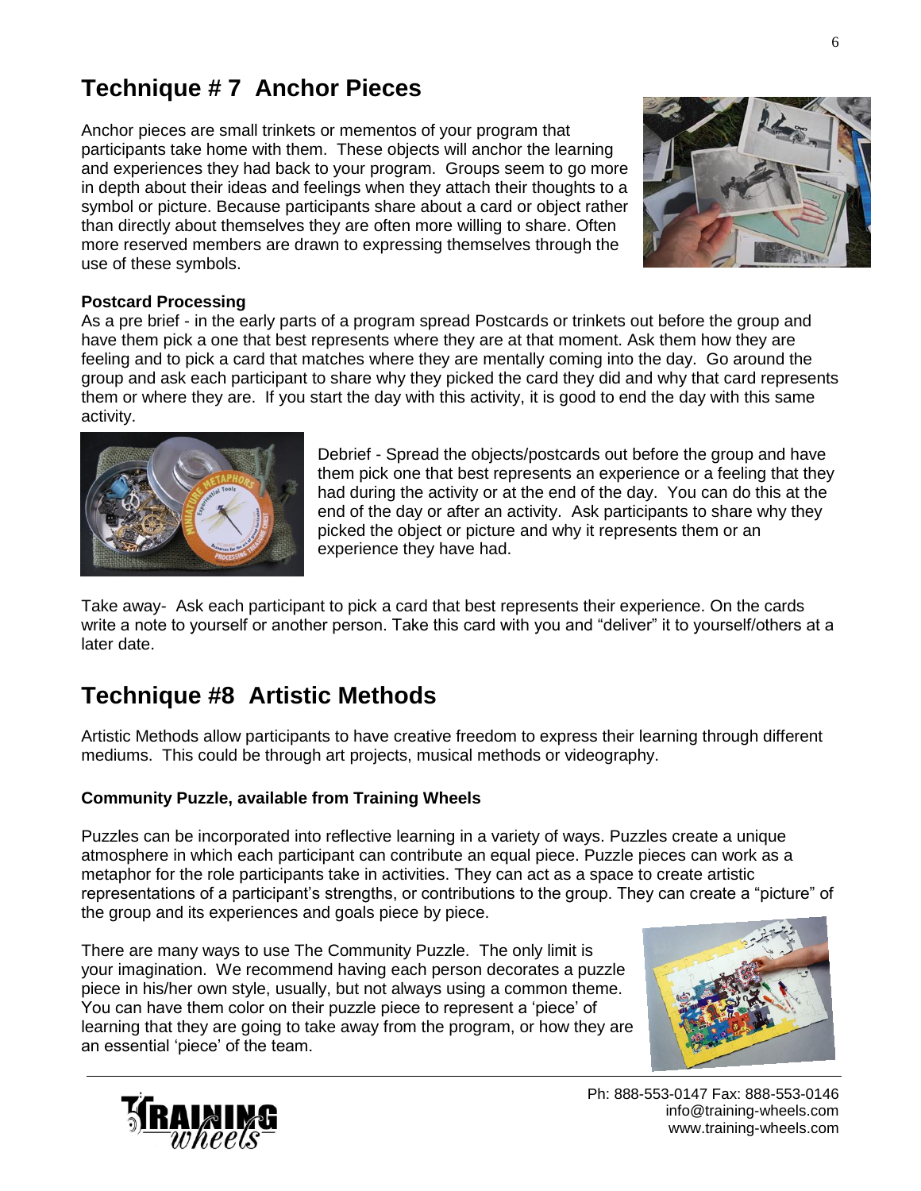## Technique # 7  Anchor Pieces

Anchor pieces are small trinkets or mementos of your program that participants take home with them. These objects will anchor the learning and experiences they had back to your program. Groups seem to go more in depth about their ideas and feelings when they attach their thoughts to a symbol or picture. Because participants share about a card or object rather than directly about themselves they are often more willing to share. Often more reserved members are drawn to expressing themselves through the use of these symbols.

**Postcard Processing**

As a pre brief - in the early parts of a program spread Postcards or trinkets out before the group and have them pick a one that best represents where they are at that moment. Ask them how they are feeling and to pick a card that matches where they are mentally coming into the day. Go around the group and ask each participant to share why they picked the card they did and why that card represents them or where they are. If you start the day with this activity, it is good to end the day with this same activity.

Debrief - Spread the objects/postcards out before the group and have them pick one that best represents an experience or a feeling that they had during the activity or at the end of the day. You can do this at the end of the day or after an activity. Ask participants to share why they picked the object or picture and why it represents them or an experience they have had.

Take away- Ask each participant to pick a card that best represents their experience. On the cards write a note to yourself or another person. Take this card with you and "deliver" it to yourself/others at a later date.

## Technique #8  Artistic Methods

Artistic Methods allow participants to have creative freedom to express their learning through different mediums. This could be through art projects, musical methods or videography.

**Community Puzzle, available from Training Wheels**

Puzzles can be incorporated into reflective learning in a variety of ways. Puzzles create a unique atmosphere in which each participant can contribute an equal piece. Puzzle pieces can work as a metaphor for the role participants take in activities. They can act as a space to create artistic representations of a participant's strengths, or contributions to the group. They can create a "picture" of the group and its experiences and goals piece by piece.

There are many ways to use The Community Puzzle. The only limit is your imagination. We recommend having each person decorates a puzzle piece in his/her own style, usually, but not always using a common theme. You can have them color on their puzzle piece to represent a 'piece' of learning that they are going to take away from the program, or how they are an essential 'piece' of the team.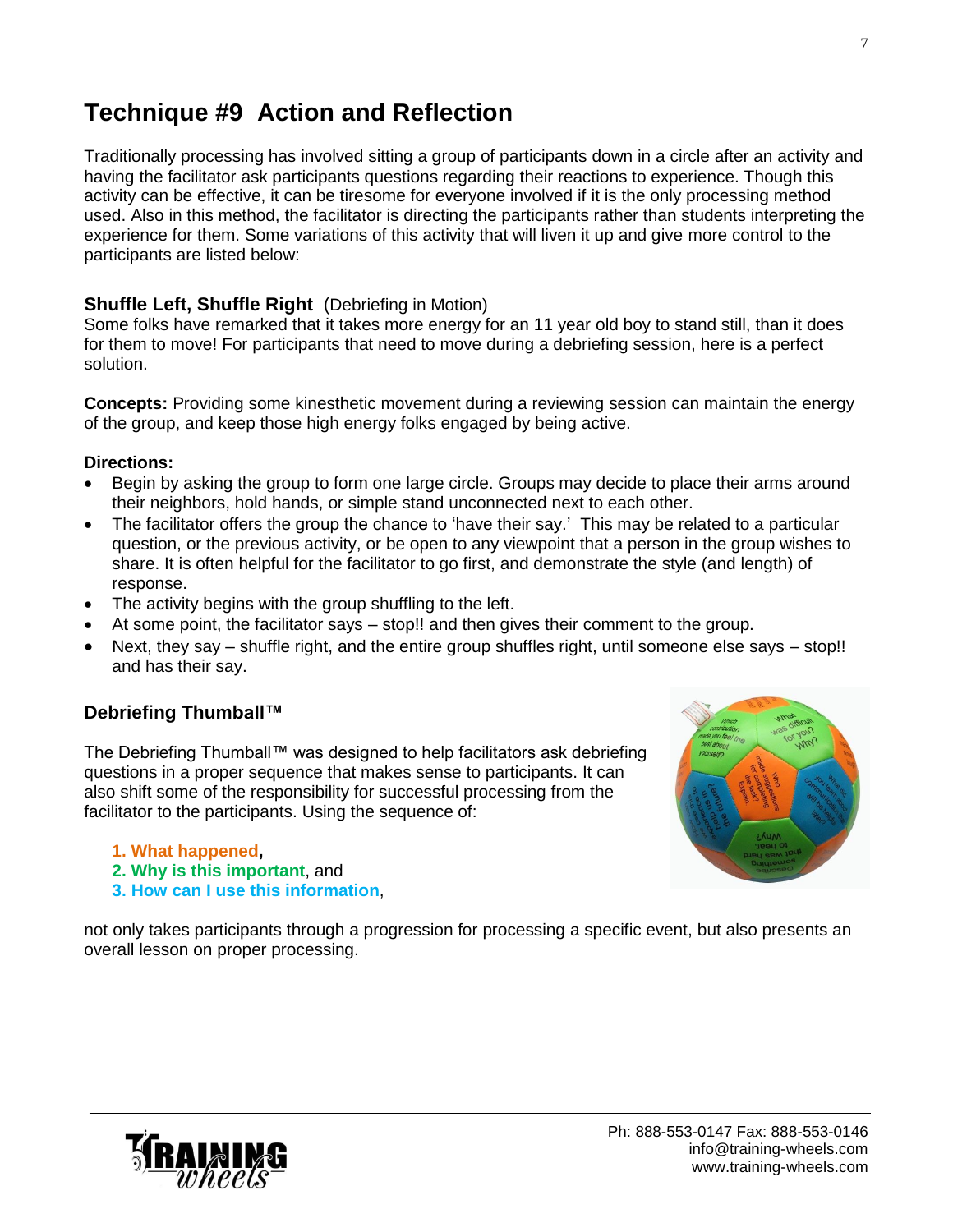# Technique #9 Action and Reflection

Traditionally processing has involved sitting a group of participants down in a circle after an activity and having the facilitator ask participants questions regarding their reactions to experience. Though this activity can be effective, it can be tiresome for everyone involved if it is the only processing method used. Also in this method, the facilitator is directing the participants rather than students interpreting the experience for them. Some variations of this activity that will liven it up and give more control to the participants are listed below:

### Shuffle Left, Shuffle Right (Debriefing in Motion)

Some folks have remarked that it takes more energy for an 11 year old boy to stand still, than it does for them to move! For participants that need to move during a debriefing session, here is a perfect solution.

**Concepts:** Providing some kinesthetic movement during a reviewing session can maintain the energy of the group, and keep those high energy folks engaged by being active.

**Directions:**

- Begin by asking the group to form one large circle. Groups may decide to place their arms around their neighbors, hold hands, or simple stand unconnected next to each other.
- The facilitator offers the group the chance to 'have their say.' This may be related to a particular question, or the previous activity, or be open to any viewpoint that a person in the group wishes to share. It is often helpful for the facilitator to go first, and demonstrate the style (and length) of response.
- The activity begins with the group shuffling to the left.
- At some point, the facilitator says – stop!! and then gives their comment to the group.
- Next, they say – shuffle right, and the entire group shuffles right, until someone else says – stop!! and has their say.

### Debriefing Thumball™

The Debriefing Thumball™ was designed to help facilitators ask debriefing questions in a proper sequence that makes sense to participants. It can also shift some of the responsibility for successful processing from the facilitator to the participants. Using the sequence of:

1. **What happened**,
2. **Why is this important**, and
3. **How can I use this information**,

not only takes participants through a progression for processing a specific event, but also presents an overall lesson on proper processing.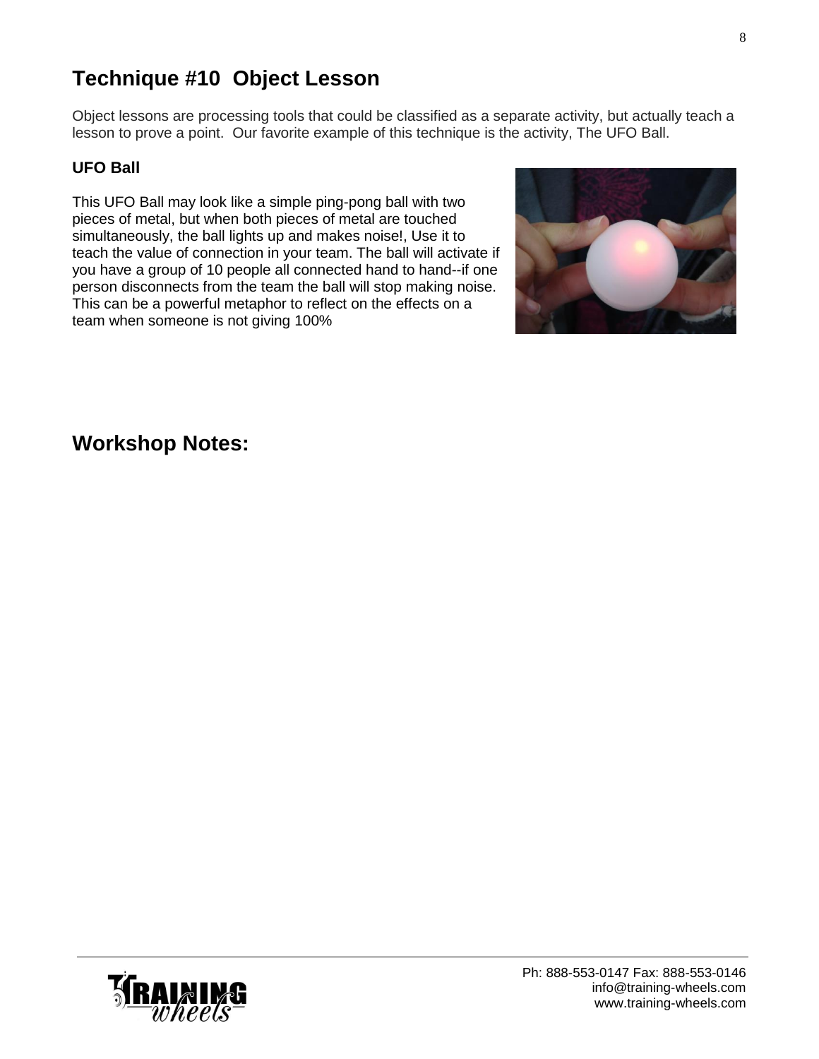## Technique #10 Object Lesson

Object lessons are processing tools that could be classified as a separate activity, but actually teach a lesson to prove a point. Our favorite example of this technique is the activity, The UFO Ball.

### UFO Ball

This UFO Ball may look like a simple ping-pong ball with two pieces of metal, but when both pieces of metal are touched simultaneously, the ball lights up and makes noise!, Use it to teach the value of connection in your team. The ball will activate if you have a group of 10 people all connected hand to hand--if one person disconnects from the team the ball will stop making noise. This can be a powerful metaphor to reflect on the effects on a team when someone is not giving 100%

## Workshop Notes:

Ph: 888-553-0147 Fax: 888-553-0146
info@training-wheels.com
www.training-wheels.com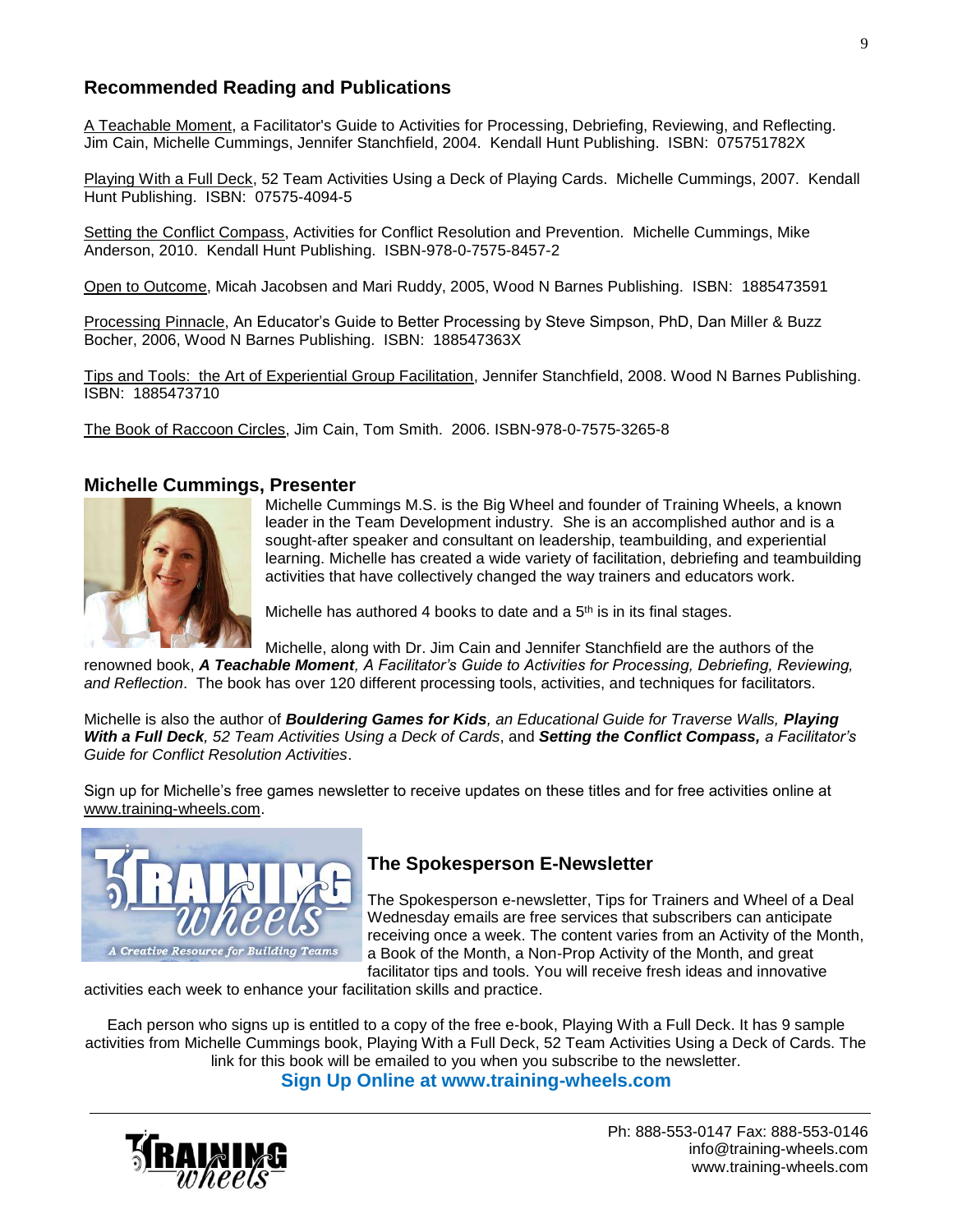## Recommended Reading and Publications

A Teachable Moment, a Facilitator's Guide to Activities for Processing, Debriefing, Reviewing, and Reflecting. Jim Cain, Michelle Cummings, Jennifer Stanchfield, 2004. Kendall Hunt Publishing. ISBN: 075751782X

Playing With a Full Deck, 52 Team Activities Using a Deck of Playing Cards. Michelle Cummings, 2007. Kendall Hunt Publishing. ISBN: 07575-4094-5

Setting the Conflict Compass, Activities for Conflict Resolution and Prevention. Michelle Cummings, Mike Anderson, 2010. Kendall Hunt Publishing. ISBN-978-0-7575-8457-2

Open to Outcome, Micah Jacobsen and Mari Ruddy, 2005, Wood N Barnes Publishing. ISBN: 1885473591

Processing Pinnacle, An Educator's Guide to Better Processing by Steve Simpson, PhD, Dan Miller & Buzz Bocher, 2006, Wood N Barnes Publishing. ISBN: 188547363X

Tips and Tools: the Art of Experiential Group Facilitation, Jennifer Stanchfield, 2008. Wood N Barnes Publishing. ISBN: 1885473710

The Book of Raccoon Circles, Jim Cain, Tom Smith. 2006. ISBN-978-0-7575-3265-8

## Michelle Cummings, Presenter

Michelle Cummings M.S. is the Big Wheel and founder of Training Wheels, a known leader in the Team Development industry. She is an accomplished author and is a sought-after speaker and consultant on leadership, teambuilding, and experiential learning. Michelle has created a wide variety of facilitation, debriefing and teambuilding activities that have collectively changed the way trainers and educators work.

Michelle has authored 4 books to date and a 5th is in its final stages.

Michelle, along with Dr. Jim Cain and Jennifer Stanchfield are the authors of the renowned book, ***A Teachable Moment****, A Facilitator's Guide to Activities for Processing, Debriefing, Reviewing, and Reflection*. The book has over 120 different processing tools, activities, and techniques for facilitators.

Michelle is also the author of ***Bouldering Games for Kids****, an Educational Guide for Traverse Walls,* ***Playing With a Full Deck****, 52 Team Activities Using a Deck of Cards*, and ***Setting the Conflict Compass,*** *a Facilitator's Guide for Conflict Resolution Activities*.

Sign up for Michelle's free games newsletter to receive updates on these titles and for free activities online at www.training-wheels.com.

## The Spokesperson E-Newsletter

The Spokesperson e-newsletter, Tips for Trainers and Wheel of a Deal Wednesday emails are free services that subscribers can anticipate receiving once a week. The content varies from an Activity of the Month, a Book of the Month, a Non-Prop Activity of the Month, and great facilitator tips and tools. You will receive fresh ideas and innovative activities each week to enhance your facilitation skills and practice.

Each person who signs up is entitled to a copy of the free e-book, Playing With a Full Deck. It has 9 sample activities from Michelle Cummings book, Playing With a Full Deck, 52 Team Activities Using a Deck of Cards. The link for this book will be emailed to you when you subscribe to the newsletter.

**Sign Up Online at www.training-wheels.com**

Ph: 888-553-0147 Fax: 888-553-0146
info@training-wheels.com
www.training-wheels.com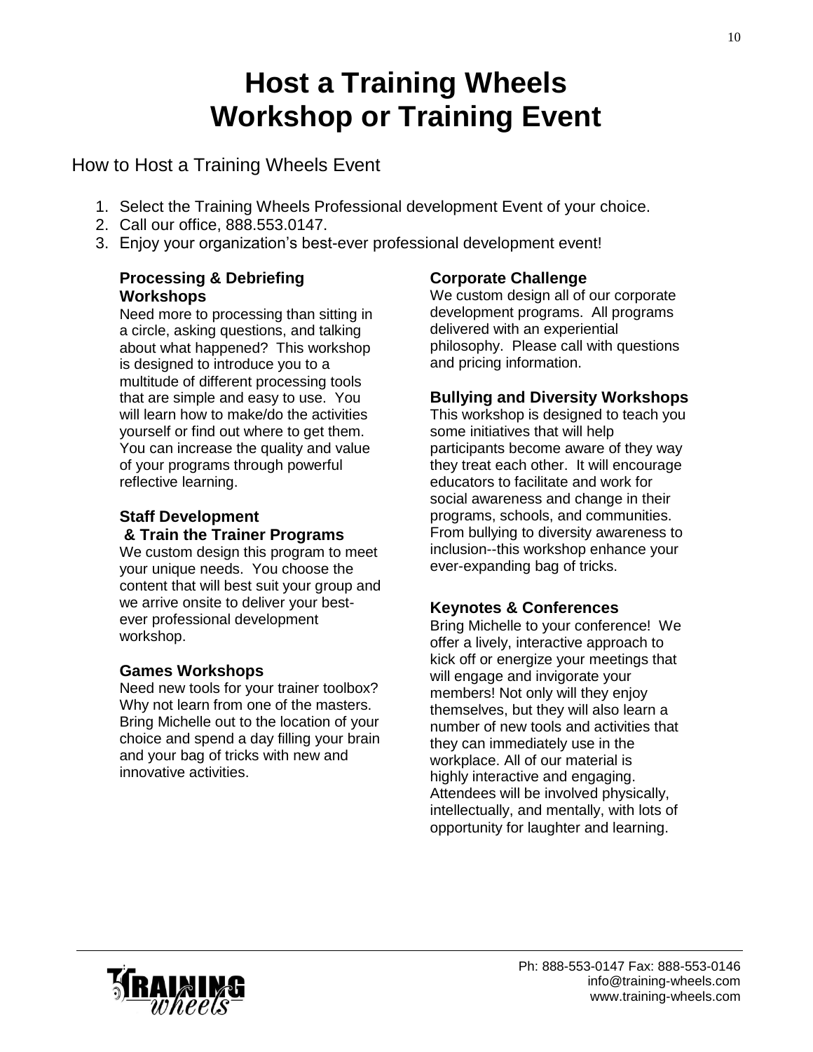# Host a Training Wheels Workshop or Training Event

## How to Host a Training Wheels Event

1. Select the Training Wheels Professional development Event of your choice.
2. Call our office, 888.553.0147.
3. Enjoy your organization's best-ever professional development event!

### Processing & Debriefing Workshops

Need more to processing than sitting in a circle, asking questions, and talking about what happened? This workshop is designed to introduce you to a multitude of different processing tools that are simple and easy to use. You will learn how to make/do the activities yourself or find out where to get them. You can increase the quality and value of your programs through powerful reflective learning.

### Staff Development & Train the Trainer Programs

We custom design this program to meet your unique needs. You choose the content that will best suit your group and we arrive onsite to deliver your best-ever professional development workshop.

### Games Workshops

Need new tools for your trainer toolbox? Why not learn from one of the masters. Bring Michelle out to the location of your choice and spend a day filling your brain and your bag of tricks with new and innovative activities.

### Corporate Challenge

We custom design all of our corporate development programs. All programs delivered with an experiential philosophy. Please call with questions and pricing information.

### Bullying and Diversity Workshops

This workshop is designed to teach you some initiatives that will help participants become aware of they way they treat each other. It will encourage educators to facilitate and work for social awareness and change in their programs, schools, and communities. From bullying to diversity awareness to inclusion--this workshop enhance your ever-expanding bag of tricks.

### Keynotes & Conferences

Bring Michelle to your conference! We offer a lively, interactive approach to kick off or energize your meetings that will engage and invigorate your members! Not only will they enjoy themselves, but they will also learn a number of new tools and activities that they can immediately use in the workplace. All of our material is highly interactive and engaging. Attendees will be involved physically, intellectually, and mentally, with lots of opportunity for laughter and learning.

Ph: 888-553-0147 Fax: 888-553-0146
info@training-wheels.com
www.training-wheels.com